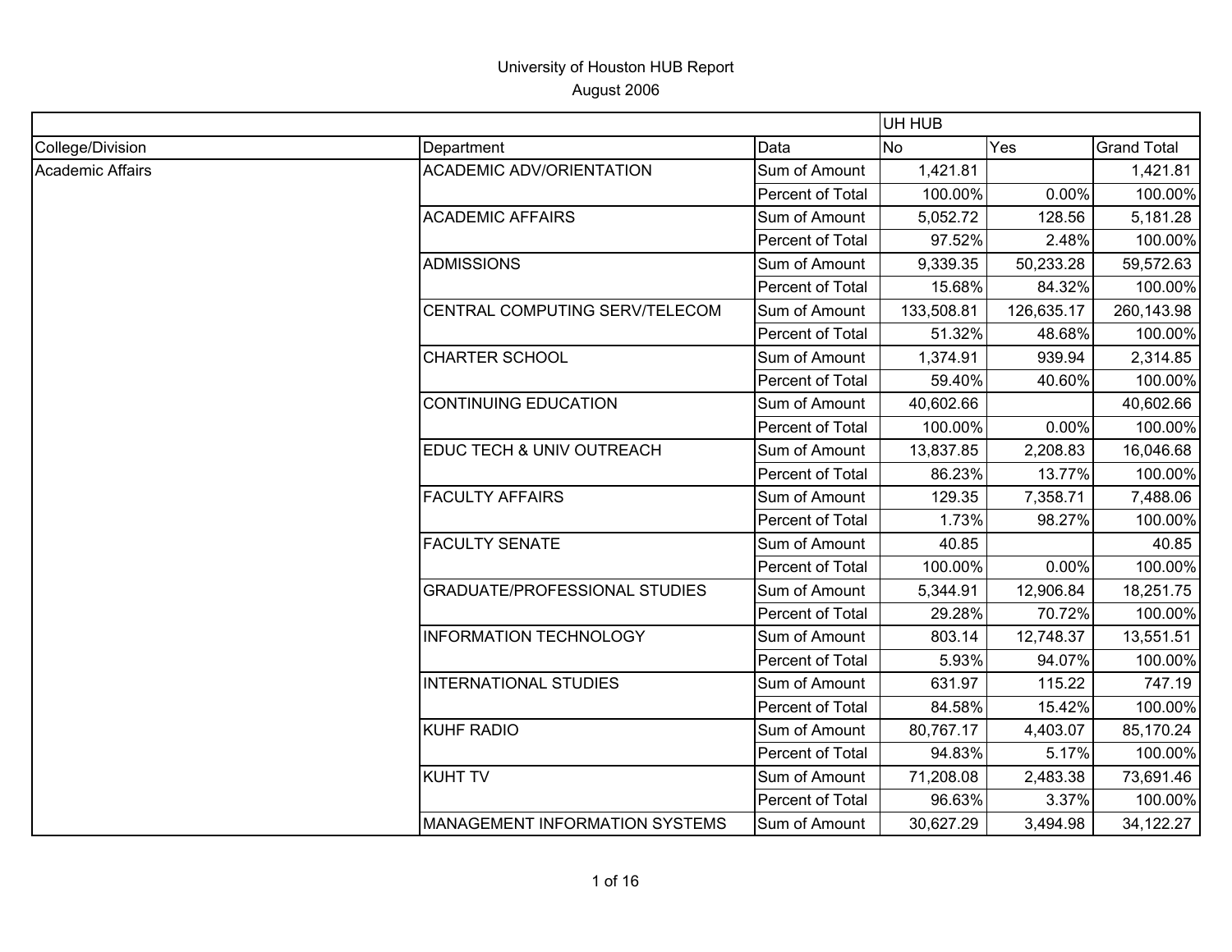# University of Houston HUB Report

August 2006

| | | | UH HUB | | |
|---|---|---|---|---|---|
| College/Division | Department | Data | No | Yes | Grand Total |
| Academic Affairs | ACADEMIC ADV/ORIENTATION | Sum of Amount | 1,421.81 | | 1,421.81 |
| | | Percent of Total | 100.00% | 0.00% | 100.00% |
| | ACADEMIC AFFAIRS | Sum of Amount | 5,052.72 | 128.56 | 5,181.28 |
| | | Percent of Total | 97.52% | 2.48% | 100.00% |
| | ADMISSIONS | Sum of Amount | 9,339.35 | 50,233.28 | 59,572.63 |
| | | Percent of Total | 15.68% | 84.32% | 100.00% |
| | CENTRAL COMPUTING SERV/TELECOM | Sum of Amount | 133,508.81 | 126,635.17 | 260,143.98 |
| | | Percent of Total | 51.32% | 48.68% | 100.00% |
| | CHARTER SCHOOL | Sum of Amount | 1,374.91 | 939.94 | 2,314.85 |
| | | Percent of Total | 59.40% | 40.60% | 100.00% |
| | CONTINUING EDUCATION | Sum of Amount | 40,602.66 | | 40,602.66 |
| | | Percent of Total | 100.00% | 0.00% | 100.00% |
| | EDUC TECH & UNIV OUTREACH | Sum of Amount | 13,837.85 | 2,208.83 | 16,046.68 |
| | | Percent of Total | 86.23% | 13.77% | 100.00% |
| | FACULTY AFFAIRS | Sum of Amount | 129.35 | 7,358.71 | 7,488.06 |
| | | Percent of Total | 1.73% | 98.27% | 100.00% |
| | FACULTY SENATE | Sum of Amount | 40.85 | | 40.85 |
| | | Percent of Total | 100.00% | 0.00% | 100.00% |
| | GRADUATE/PROFESSIONAL STUDIES | Sum of Amount | 5,344.91 | 12,906.84 | 18,251.75 |
| | | Percent of Total | 29.28% | 70.72% | 100.00% |
| | INFORMATION TECHNOLOGY | Sum of Amount | 803.14 | 12,748.37 | 13,551.51 |
| | | Percent of Total | 5.93% | 94.07% | 100.00% |
| | INTERNATIONAL STUDIES | Sum of Amount | 631.97 | 115.22 | 747.19 |
| | | Percent of Total | 84.58% | 15.42% | 100.00% |
| | KUHF RADIO | Sum of Amount | 80,767.17 | 4,403.07 | 85,170.24 |
| | | Percent of Total | 94.83% | 5.17% | 100.00% |
| | KUHT TV | Sum of Amount | 71,208.08 | 2,483.38 | 73,691.46 |
| | | Percent of Total | 96.63% | 3.37% | 100.00% |
| | MANAGEMENT INFORMATION SYSTEMS | Sum of Amount | 30,627.29 | 3,494.98 | 34,122.27 |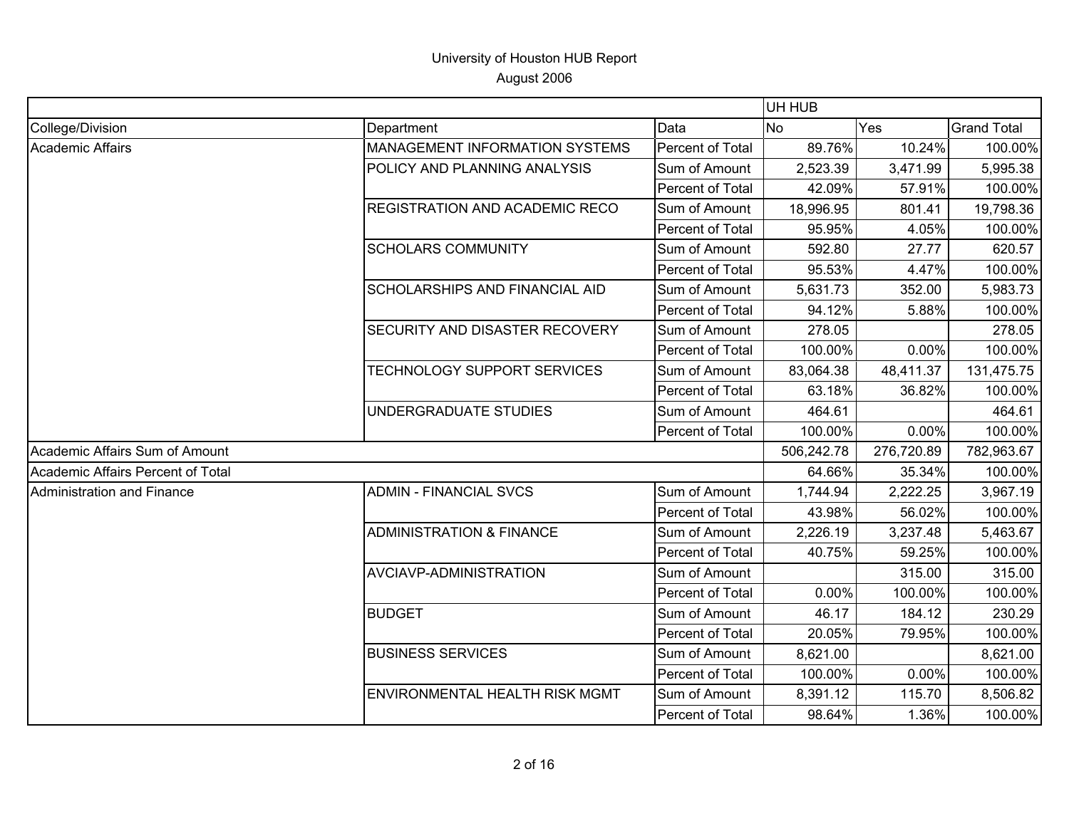# University of Houston HUB Report

August 2006

| | | | UH HUB | | |
|---|---|---|---|---|---|
| College/Division | Department | Data | No | Yes | Grand Total |
| Academic Affairs | MANAGEMENT INFORMATION SYSTEMS | Percent of Total | 89.76% | 10.24% | 100.00% |
| | POLICY AND PLANNING ANALYSIS | Sum of Amount | 2,523.39 | 3,471.99 | 5,995.38 |
| | | Percent of Total | 42.09% | 57.91% | 100.00% |
| | REGISTRATION AND ACADEMIC RECO | Sum of Amount | 18,996.95 | 801.41 | 19,798.36 |
| | | Percent of Total | 95.95% | 4.05% | 100.00% |
| | SCHOLARS COMMUNITY | Sum of Amount | 592.80 | 27.77 | 620.57 |
| | | Percent of Total | 95.53% | 4.47% | 100.00% |
| | SCHOLARSHIPS AND FINANCIAL AID | Sum of Amount | 5,631.73 | 352.00 | 5,983.73 |
| | | Percent of Total | 94.12% | 5.88% | 100.00% |
| | SECURITY AND DISASTER RECOVERY | Sum of Amount | 278.05 | | 278.05 |
| | | Percent of Total | 100.00% | 0.00% | 100.00% |
| | TECHNOLOGY SUPPORT SERVICES | Sum of Amount | 83,064.38 | 48,411.37 | 131,475.75 |
| | | Percent of Total | 63.18% | 36.82% | 100.00% |
| | UNDERGRADUATE STUDIES | Sum of Amount | 464.61 | | 464.61 |
| | | Percent of Total | 100.00% | 0.00% | 100.00% |
| Academic Affairs Sum of Amount | | | 506,242.78 | 276,720.89 | 782,963.67 |
| Academic Affairs Percent of Total | | | 64.66% | 35.34% | 100.00% |
| Administration and Finance | ADMIN - FINANCIAL SVCS | Sum of Amount | 1,744.94 | 2,222.25 | 3,967.19 |
| | | Percent of Total | 43.98% | 56.02% | 100.00% |
| | ADMINISTRATION & FINANCE | Sum of Amount | 2,226.19 | 3,237.48 | 5,463.67 |
| | | Percent of Total | 40.75% | 59.25% | 100.00% |
| | AVCIAVP-ADMINISTRATION | Sum of Amount | | 315.00 | 315.00 |
| | | Percent of Total | 0.00% | 100.00% | 100.00% |
| | BUDGET | Sum of Amount | 46.17 | 184.12 | 230.29 |
| | | Percent of Total | 20.05% | 79.95% | 100.00% |
| | BUSINESS SERVICES | Sum of Amount | 8,621.00 | | 8,621.00 |
| | | Percent of Total | 100.00% | 0.00% | 100.00% |
| | ENVIRONMENTAL HEALTH RISK MGMT | Sum of Amount | 8,391.12 | 115.70 | 8,506.82 |
| | | Percent of Total | 98.64% | 1.36% | 100.00% |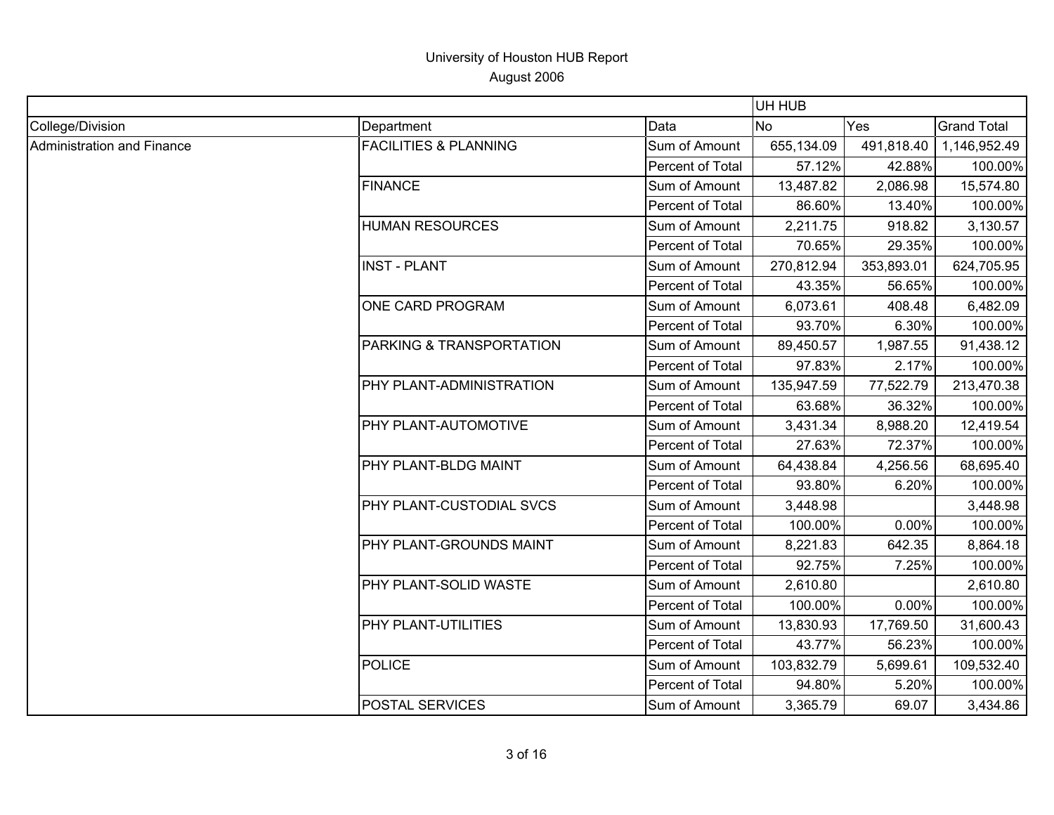University of Houston HUB Report
August 2006

| | | | UH HUB | | |
|---|---|---|---|---|---|
| College/Division | Department | Data | No | Yes | Grand Total |
| Administration and Finance | FACILITIES & PLANNING | Sum of Amount | 655,134.09 | 491,818.40 | 1,146,952.49 |
| | | Percent of Total | 57.12% | 42.88% | 100.00% |
| | FINANCE | Sum of Amount | 13,487.82 | 2,086.98 | 15,574.80 |
| | | Percent of Total | 86.60% | 13.40% | 100.00% |
| | HUMAN RESOURCES | Sum of Amount | 2,211.75 | 918.82 | 3,130.57 |
| | | Percent of Total | 70.65% | 29.35% | 100.00% |
| | INST - PLANT | Sum of Amount | 270,812.94 | 353,893.01 | 624,705.95 |
| | | Percent of Total | 43.35% | 56.65% | 100.00% |
| | ONE CARD PROGRAM | Sum of Amount | 6,073.61 | 408.48 | 6,482.09 |
| | | Percent of Total | 93.70% | 6.30% | 100.00% |
| | PARKING & TRANSPORTATION | Sum of Amount | 89,450.57 | 1,987.55 | 91,438.12 |
| | | Percent of Total | 97.83% | 2.17% | 100.00% |
| | PHY PLANT-ADMINISTRATION | Sum of Amount | 135,947.59 | 77,522.79 | 213,470.38 |
| | | Percent of Total | 63.68% | 36.32% | 100.00% |
| | PHY PLANT-AUTOMOTIVE | Sum of Amount | 3,431.34 | 8,988.20 | 12,419.54 |
| | | Percent of Total | 27.63% | 72.37% | 100.00% |
| | PHY PLANT-BLDG MAINT | Sum of Amount | 64,438.84 | 4,256.56 | 68,695.40 |
| | | Percent of Total | 93.80% | 6.20% | 100.00% |
| | PHY PLANT-CUSTODIAL SVCS | Sum of Amount | 3,448.98 | | 3,448.98 |
| | | Percent of Total | 100.00% | 0.00% | 100.00% |
| | PHY PLANT-GROUNDS MAINT | Sum of Amount | 8,221.83 | 642.35 | 8,864.18 |
| | | Percent of Total | 92.75% | 7.25% | 100.00% |
| | PHY PLANT-SOLID WASTE | Sum of Amount | 2,610.80 | | 2,610.80 |
| | | Percent of Total | 100.00% | 0.00% | 100.00% |
| | PHY PLANT-UTILITIES | Sum of Amount | 13,830.93 | 17,769.50 | 31,600.43 |
| | | Percent of Total | 43.77% | 56.23% | 100.00% |
| | POLICE | Sum of Amount | 103,832.79 | 5,699.61 | 109,532.40 |
| | | Percent of Total | 94.80% | 5.20% | 100.00% |
| | POSTAL SERVICES | Sum of Amount | 3,365.79 | 69.07 | 3,434.86 |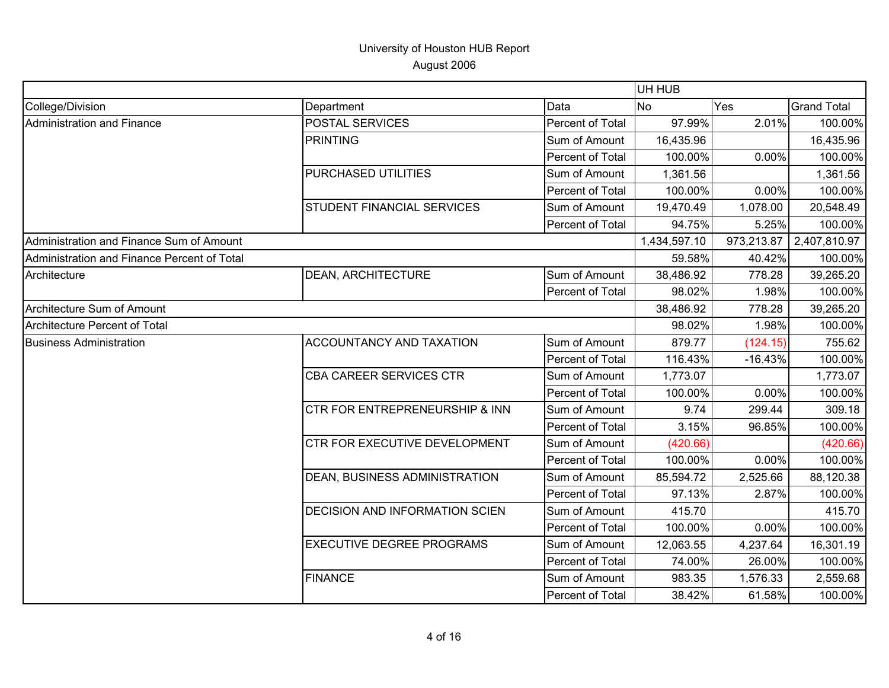# University of Houston HUB Report

August 2006

| | | | UH HUB | | |
|---|---|---|---|---|---|
| College/Division | Department | Data | No | Yes | Grand Total |
| Administration and Finance | POSTAL SERVICES | Percent of Total | 97.99% | 2.01% | 100.00% |
| | PRINTING | Sum of Amount | 16,435.96 | | 16,435.96 |
| | | Percent of Total | 100.00% | 0.00% | 100.00% |
| | PURCHASED UTILITIES | Sum of Amount | 1,361.56 | | 1,361.56 |
| | | Percent of Total | 100.00% | 0.00% | 100.00% |
| | STUDENT FINANCIAL SERVICES | Sum of Amount | 19,470.49 | 1,078.00 | 20,548.49 |
| | | Percent of Total | 94.75% | 5.25% | 100.00% |
| Administration and Finance Sum of Amount | | | 1,434,597.10 | 973,213.87 | 2,407,810.97 |
| Administration and Finance Percent of Total | | | 59.58% | 40.42% | 100.00% |
| Architecture | DEAN, ARCHITECTURE | Sum of Amount | 38,486.92 | 778.28 | 39,265.20 |
| | | Percent of Total | 98.02% | 1.98% | 100.00% |
| Architecture Sum of Amount | | | 38,486.92 | 778.28 | 39,265.20 |
| Architecture Percent of Total | | | 98.02% | 1.98% | 100.00% |
| Business Administration | ACCOUNTANCY AND TAXATION | Sum of Amount | 879.77 | (124.15) | 755.62 |
| | | Percent of Total | 116.43% | -16.43% | 100.00% |
| | CBA CAREER SERVICES CTR | Sum of Amount | 1,773.07 | | 1,773.07 |
| | | Percent of Total | 100.00% | 0.00% | 100.00% |
| | CTR FOR ENTREPRENEURSHIP & INN | Sum of Amount | 9.74 | 299.44 | 309.18 |
| | | Percent of Total | 3.15% | 96.85% | 100.00% |
| | CTR FOR EXECUTIVE DEVELOPMENT | Sum of Amount | (420.66) | | (420.66) |
| | | Percent of Total | 100.00% | 0.00% | 100.00% |
| | DEAN, BUSINESS ADMINISTRATION | Sum of Amount | 85,594.72 | 2,525.66 | 88,120.38 |
| | | Percent of Total | 97.13% | 2.87% | 100.00% |
| | DECISION AND INFORMATION SCIEN | Sum of Amount | 415.70 | | 415.70 |
| | | Percent of Total | 100.00% | 0.00% | 100.00% |
| | EXECUTIVE DEGREE PROGRAMS | Sum of Amount | 12,063.55 | 4,237.64 | 16,301.19 |
| | | Percent of Total | 74.00% | 26.00% | 100.00% |
| | FINANCE | Sum of Amount | 983.35 | 1,576.33 | 2,559.68 |
| | | Percent of Total | 38.42% | 61.58% | 100.00% |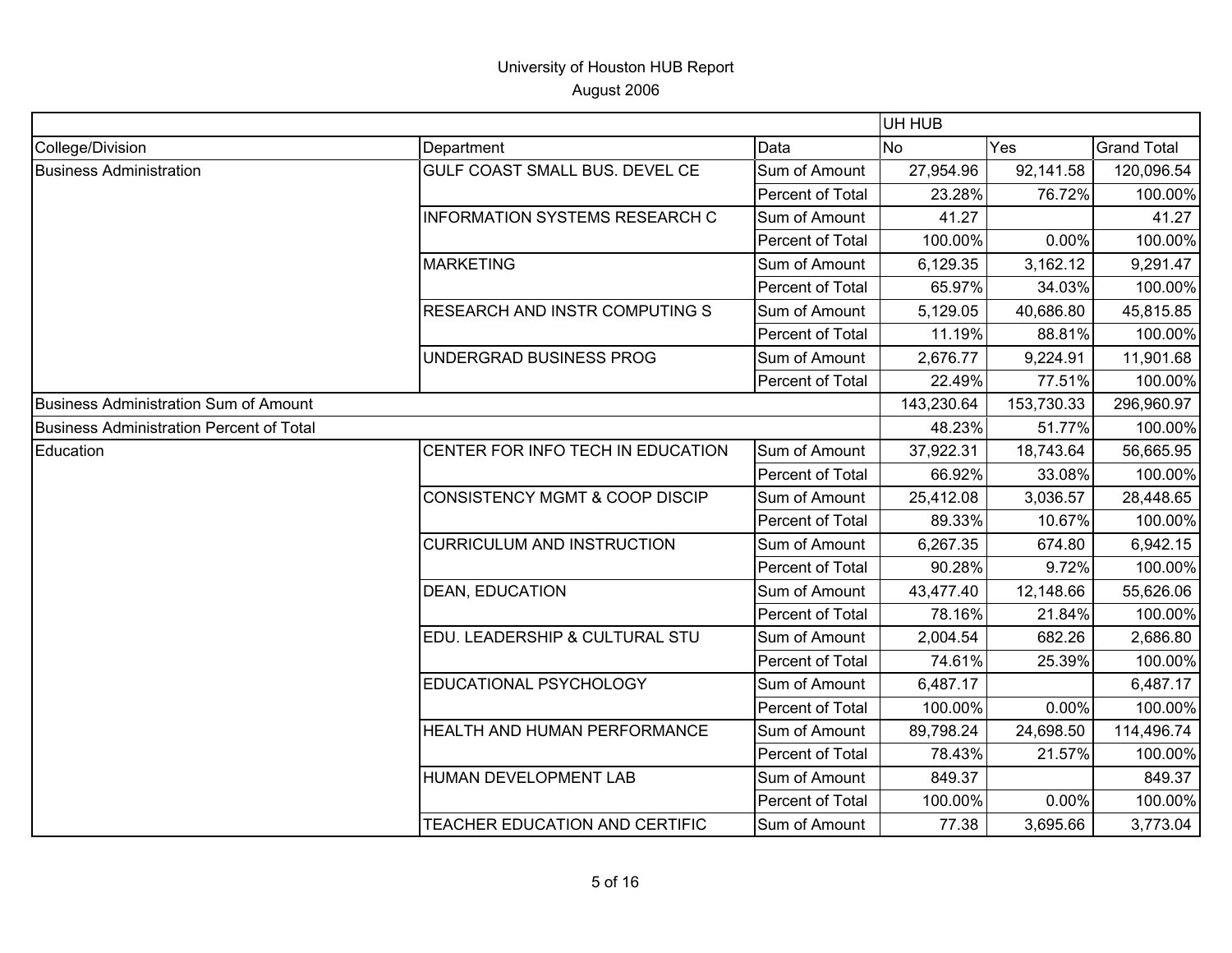# University of Houston HUB Report

August 2006

| | | | UH HUB | | |
|---|---|---|---|---|---|
| College/Division | Department | Data | No | Yes | Grand Total |
| Business Administration | GULF COAST SMALL BUS. DEVEL CE | Sum of Amount | 27,954.96 | 92,141.58 | 120,096.54 |
| | | Percent of Total | 23.28% | 76.72% | 100.00% |
| | INFORMATION SYSTEMS RESEARCH C | Sum of Amount | 41.27 | | 41.27 |
| | | Percent of Total | 100.00% | 0.00% | 100.00% |
| | MARKETING | Sum of Amount | 6,129.35 | 3,162.12 | 9,291.47 |
| | | Percent of Total | 65.97% | 34.03% | 100.00% |
| | RESEARCH AND INSTR COMPUTING S | Sum of Amount | 5,129.05 | 40,686.80 | 45,815.85 |
| | | Percent of Total | 11.19% | 88.81% | 100.00% |
| | UNDERGRAD BUSINESS PROG | Sum of Amount | 2,676.77 | 9,224.91 | 11,901.68 |
| | | Percent of Total | 22.49% | 77.51% | 100.00% |
| Business Administration Sum of Amount | | | 143,230.64 | 153,730.33 | 296,960.97 |
| Business Administration Percent of Total | | | 48.23% | 51.77% | 100.00% |
| Education | CENTER FOR INFO TECH IN EDUCATION | Sum of Amount | 37,922.31 | 18,743.64 | 56,665.95 |
| | | Percent of Total | 66.92% | 33.08% | 100.00% |
| | CONSISTENCY MGMT & COOP DISCIP | Sum of Amount | 25,412.08 | 3,036.57 | 28,448.65 |
| | | Percent of Total | 89.33% | 10.67% | 100.00% |
| | CURRICULUM AND INSTRUCTION | Sum of Amount | 6,267.35 | 674.80 | 6,942.15 |
| | | Percent of Total | 90.28% | 9.72% | 100.00% |
| | DEAN, EDUCATION | Sum of Amount | 43,477.40 | 12,148.66 | 55,626.06 |
| | | Percent of Total | 78.16% | 21.84% | 100.00% |
| | EDU. LEADERSHIP & CULTURAL STU | Sum of Amount | 2,004.54 | 682.26 | 2,686.80 |
| | | Percent of Total | 74.61% | 25.39% | 100.00% |
| | EDUCATIONAL PSYCHOLOGY | Sum of Amount | 6,487.17 | | 6,487.17 |
| | | Percent of Total | 100.00% | 0.00% | 100.00% |
| | HEALTH AND HUMAN PERFORMANCE | Sum of Amount | 89,798.24 | 24,698.50 | 114,496.74 |
| | | Percent of Total | 78.43% | 21.57% | 100.00% |
| | HUMAN DEVELOPMENT LAB | Sum of Amount | 849.37 | | 849.37 |
| | | Percent of Total | 100.00% | 0.00% | 100.00% |
| | TEACHER EDUCATION AND CERTIFIC | Sum of Amount | 77.38 | 3,695.66 | 3,773.04 |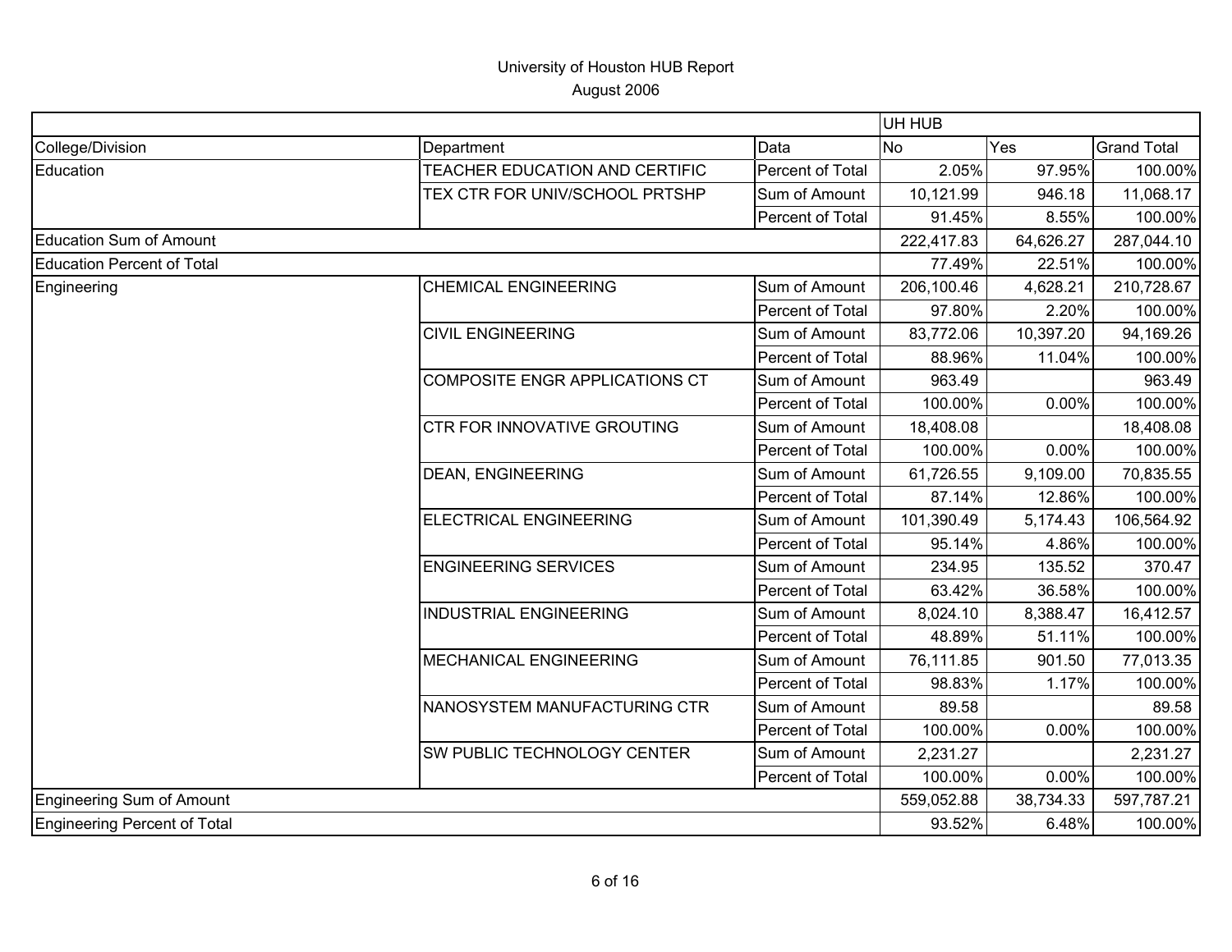University of Houston HUB Report

August 2006

| | | | UH HUB | | |
|---|---|---|---|---|---|
| College/Division | Department | Data | No | Yes | Grand Total |
| Education | TEACHER EDUCATION AND CERTIFIC | Percent of Total | 2.05% | 97.95% | 100.00% |
| | TEX CTR FOR UNIV/SCHOOL PRTSHP | Sum of Amount | 10,121.99 | 946.18 | 11,068.17 |
| | | Percent of Total | 91.45% | 8.55% | 100.00% |
| Education Sum of Amount | | | 222,417.83 | 64,626.27 | 287,044.10 |
| Education Percent of Total | | | 77.49% | 22.51% | 100.00% |
| Engineering | CHEMICAL ENGINEERING | Sum of Amount | 206,100.46 | 4,628.21 | 210,728.67 |
| | | Percent of Total | 97.80% | 2.20% | 100.00% |
| | CIVIL ENGINEERING | Sum of Amount | 83,772.06 | 10,397.20 | 94,169.26 |
| | | Percent of Total | 88.96% | 11.04% | 100.00% |
| | COMPOSITE ENGR APPLICATIONS CT | Sum of Amount | 963.49 | | 963.49 |
| | | Percent of Total | 100.00% | 0.00% | 100.00% |
| | CTR FOR INNOVATIVE GROUTING | Sum of Amount | 18,408.08 | | 18,408.08 |
| | | Percent of Total | 100.00% | 0.00% | 100.00% |
| | DEAN, ENGINEERING | Sum of Amount | 61,726.55 | 9,109.00 | 70,835.55 |
| | | Percent of Total | 87.14% | 12.86% | 100.00% |
| | ELECTRICAL ENGINEERING | Sum of Amount | 101,390.49 | 5,174.43 | 106,564.92 |
| | | Percent of Total | 95.14% | 4.86% | 100.00% |
| | ENGINEERING SERVICES | Sum of Amount | 234.95 | 135.52 | 370.47 |
| | | Percent of Total | 63.42% | 36.58% | 100.00% |
| | INDUSTRIAL ENGINEERING | Sum of Amount | 8,024.10 | 8,388.47 | 16,412.57 |
| | | Percent of Total | 48.89% | 51.11% | 100.00% |
| | MECHANICAL ENGINEERING | Sum of Amount | 76,111.85 | 901.50 | 77,013.35 |
| | | Percent of Total | 98.83% | 1.17% | 100.00% |
| | NANOSYSTEM MANUFACTURING CTR | Sum of Amount | 89.58 | | 89.58 |
| | | Percent of Total | 100.00% | 0.00% | 100.00% |
| | SW PUBLIC TECHNOLOGY CENTER | Sum of Amount | 2,231.27 | | 2,231.27 |
| | | Percent of Total | 100.00% | 0.00% | 100.00% |
| Engineering Sum of Amount | | | 559,052.88 | 38,734.33 | 597,787.21 |
| Engineering Percent of Total | | | 93.52% | 6.48% | 100.00% |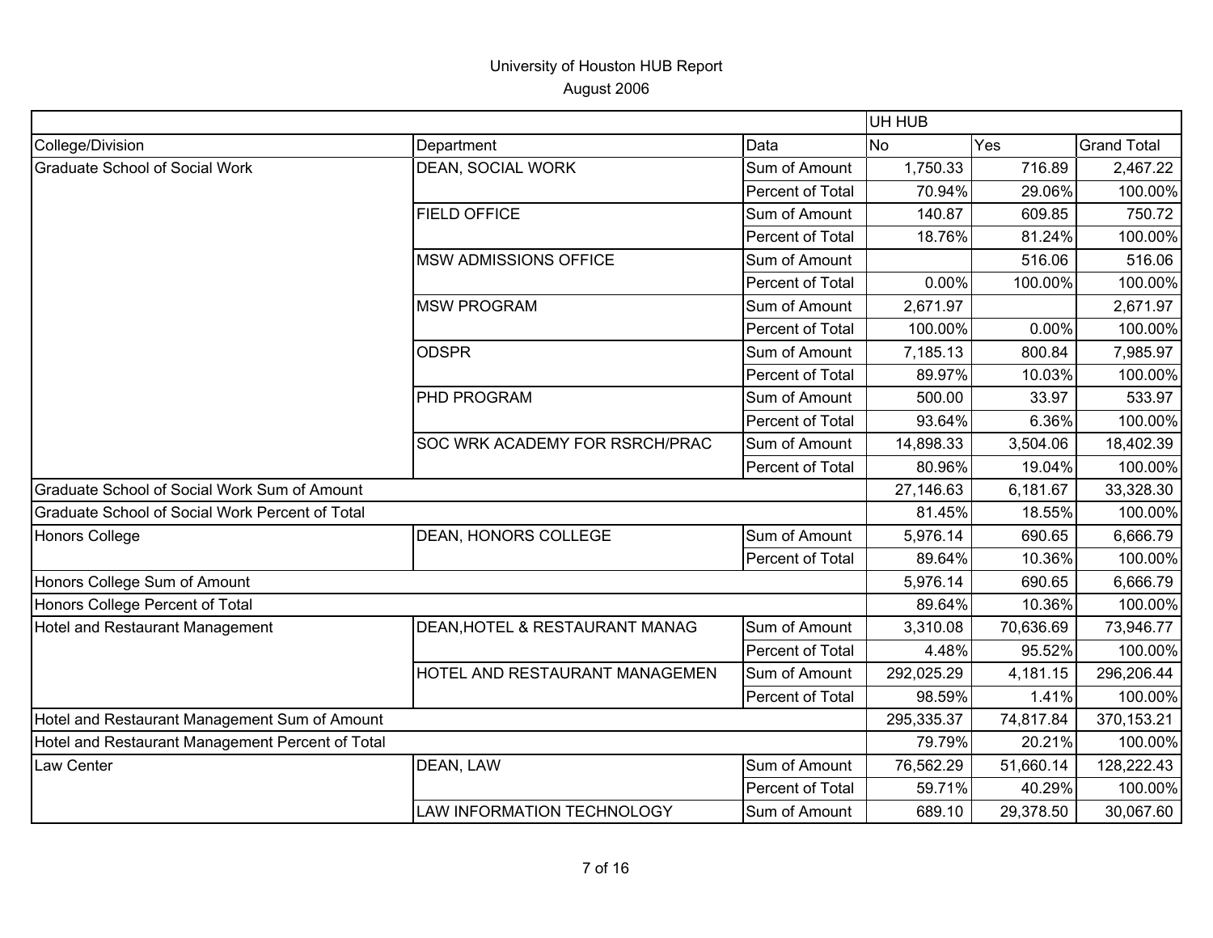# University of Houston HUB Report

August 2006

| | | | UH HUB | | |
|---|---|---|---|---|---|
| College/Division | Department | Data | No | Yes | Grand Total |
| Graduate School of Social Work | DEAN, SOCIAL WORK | Sum of Amount | 1,750.33 | 716.89 | 2,467.22 |
| | | Percent of Total | 70.94% | 29.06% | 100.00% |
| | FIELD OFFICE | Sum of Amount | 140.87 | 609.85 | 750.72 |
| | | Percent of Total | 18.76% | 81.24% | 100.00% |
| | MSW ADMISSIONS OFFICE | Sum of Amount | | 516.06 | 516.06 |
| | | Percent of Total | 0.00% | 100.00% | 100.00% |
| | MSW PROGRAM | Sum of Amount | 2,671.97 | | 2,671.97 |
| | | Percent of Total | 100.00% | 0.00% | 100.00% |
| | ODSPR | Sum of Amount | 7,185.13 | 800.84 | 7,985.97 |
| | | Percent of Total | 89.97% | 10.03% | 100.00% |
| | PHD PROGRAM | Sum of Amount | 500.00 | 33.97 | 533.97 |
| | | Percent of Total | 93.64% | 6.36% | 100.00% |
| | SOC WRK ACADEMY FOR RSRCH/PRAC | Sum of Amount | 14,898.33 | 3,504.06 | 18,402.39 |
| | | Percent of Total | 80.96% | 19.04% | 100.00% |
| Graduate School of Social Work Sum of Amount | | | 27,146.63 | 6,181.67 | 33,328.30 |
| Graduate School of Social Work Percent of Total | | | 81.45% | 18.55% | 100.00% |
| Honors College | DEAN, HONORS COLLEGE | Sum of Amount | 5,976.14 | 690.65 | 6,666.79 |
| | | Percent of Total | 89.64% | 10.36% | 100.00% |
| Honors College Sum of Amount | | | 5,976.14 | 690.65 | 6,666.79 |
| Honors College Percent of Total | | | 89.64% | 10.36% | 100.00% |
| Hotel and Restaurant Management | DEAN,HOTEL & RESTAURANT MANAG | Sum of Amount | 3,310.08 | 70,636.69 | 73,946.77 |
| | | Percent of Total | 4.48% | 95.52% | 100.00% |
| | HOTEL AND RESTAURANT MANAGEMEN | Sum of Amount | 292,025.29 | 4,181.15 | 296,206.44 |
| | | Percent of Total | 98.59% | 1.41% | 100.00% |
| Hotel and Restaurant Management Sum of Amount | | | 295,335.37 | 74,817.84 | 370,153.21 |
| Hotel and Restaurant Management Percent of Total | | | 79.79% | 20.21% | 100.00% |
| Law Center | DEAN, LAW | Sum of Amount | 76,562.29 | 51,660.14 | 128,222.43 |
| | | Percent of Total | 59.71% | 40.29% | 100.00% |
| | LAW INFORMATION TECHNOLOGY | Sum of Amount | 689.10 | 29,378.50 | 30,067.60 |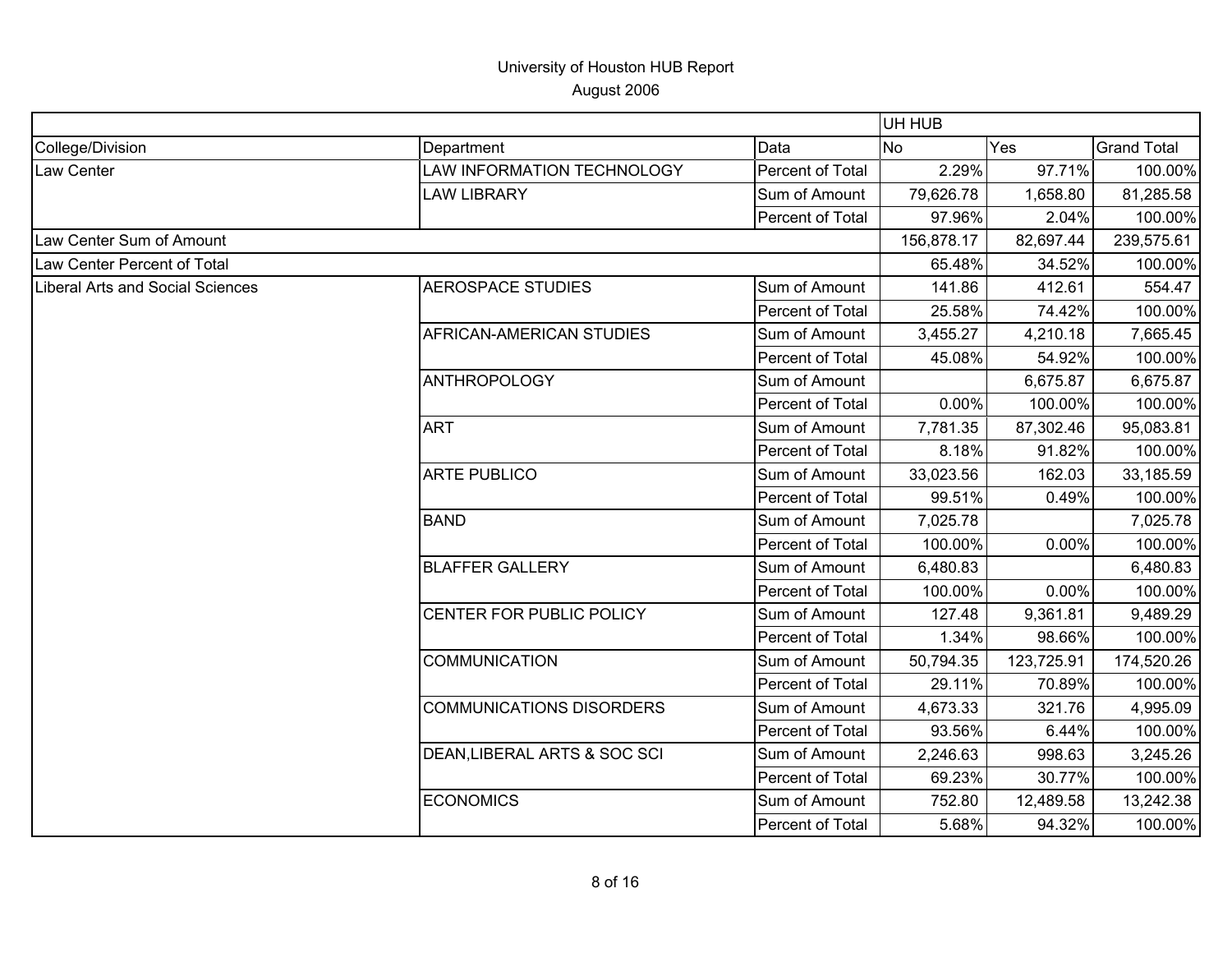University of Houston HUB Report
August 2006

| | | | UH HUB | | |
|---|---|---|---|---|---|
| College/Division | Department | Data | No | Yes | Grand Total |
| Law Center | LAW INFORMATION TECHNOLOGY | Percent of Total | 2.29% | 97.71% | 100.00% |
| | LAW LIBRARY | Sum of Amount | 79,626.78 | 1,658.80 | 81,285.58 |
| | | Percent of Total | 97.96% | 2.04% | 100.00% |
| Law Center Sum of Amount | | | 156,878.17 | 82,697.44 | 239,575.61 |
| Law Center Percent of Total | | | 65.48% | 34.52% | 100.00% |
| Liberal Arts and Social Sciences | AEROSPACE STUDIES | Sum of Amount | 141.86 | 412.61 | 554.47 |
| | | Percent of Total | 25.58% | 74.42% | 100.00% |
| | AFRICAN-AMERICAN STUDIES | Sum of Amount | 3,455.27 | 4,210.18 | 7,665.45 |
| | | Percent of Total | 45.08% | 54.92% | 100.00% |
| | ANTHROPOLOGY | Sum of Amount | | 6,675.87 | 6,675.87 |
| | | Percent of Total | 0.00% | 100.00% | 100.00% |
| | ART | Sum of Amount | 7,781.35 | 87,302.46 | 95,083.81 |
| | | Percent of Total | 8.18% | 91.82% | 100.00% |
| | ARTE PUBLICO | Sum of Amount | 33,023.56 | 162.03 | 33,185.59 |
| | | Percent of Total | 99.51% | 0.49% | 100.00% |
| | BAND | Sum of Amount | 7,025.78 | | 7,025.78 |
| | | Percent of Total | 100.00% | 0.00% | 100.00% |
| | BLAFFER GALLERY | Sum of Amount | 6,480.83 | | 6,480.83 |
| | | Percent of Total | 100.00% | 0.00% | 100.00% |
| | CENTER FOR PUBLIC POLICY | Sum of Amount | 127.48 | 9,361.81 | 9,489.29 |
| | | Percent of Total | 1.34% | 98.66% | 100.00% |
| | COMMUNICATION | Sum of Amount | 50,794.35 | 123,725.91 | 174,520.26 |
| | | Percent of Total | 29.11% | 70.89% | 100.00% |
| | COMMUNICATIONS DISORDERS | Sum of Amount | 4,673.33 | 321.76 | 4,995.09 |
| | | Percent of Total | 93.56% | 6.44% | 100.00% |
| | DEAN,LIBERAL ARTS & SOC SCI | Sum of Amount | 2,246.63 | 998.63 | 3,245.26 |
| | | Percent of Total | 69.23% | 30.77% | 100.00% |
| | ECONOMICS | Sum of Amount | 752.80 | 12,489.58 | 13,242.38 |
| | | Percent of Total | 5.68% | 94.32% | 100.00% |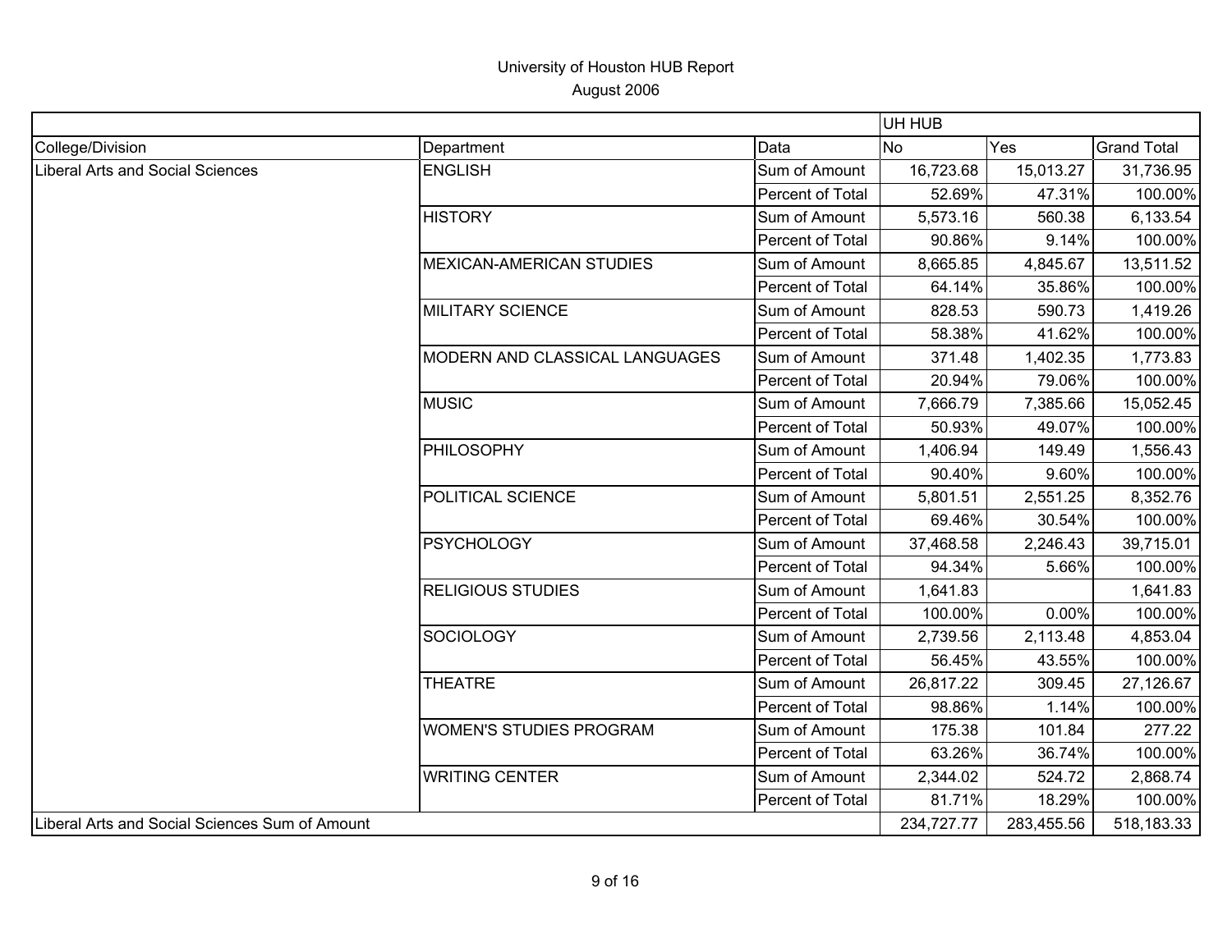University of Houston HUB Report

August 2006

| | | | UH HUB | | |
|---|---|---|---|---|---|
| College/Division | Department | Data | No | Yes | Grand Total |
| Liberal Arts and Social Sciences | ENGLISH | Sum of Amount | 16,723.68 | 15,013.27 | 31,736.95 |
| | | Percent of Total | 52.69% | 47.31% | 100.00% |
| | HISTORY | Sum of Amount | 5,573.16 | 560.38 | 6,133.54 |
| | | Percent of Total | 90.86% | 9.14% | 100.00% |
| | MEXICAN-AMERICAN STUDIES | Sum of Amount | 8,665.85 | 4,845.67 | 13,511.52 |
| | | Percent of Total | 64.14% | 35.86% | 100.00% |
| | MILITARY SCIENCE | Sum of Amount | 828.53 | 590.73 | 1,419.26 |
| | | Percent of Total | 58.38% | 41.62% | 100.00% |
| | MODERN AND CLASSICAL LANGUAGES | Sum of Amount | 371.48 | 1,402.35 | 1,773.83 |
| | | Percent of Total | 20.94% | 79.06% | 100.00% |
| | MUSIC | Sum of Amount | 7,666.79 | 7,385.66 | 15,052.45 |
| | | Percent of Total | 50.93% | 49.07% | 100.00% |
| | PHILOSOPHY | Sum of Amount | 1,406.94 | 149.49 | 1,556.43 |
| | | Percent of Total | 90.40% | 9.60% | 100.00% |
| | POLITICAL SCIENCE | Sum of Amount | 5,801.51 | 2,551.25 | 8,352.76 |
| | | Percent of Total | 69.46% | 30.54% | 100.00% |
| | PSYCHOLOGY | Sum of Amount | 37,468.58 | 2,246.43 | 39,715.01 |
| | | Percent of Total | 94.34% | 5.66% | 100.00% |
| | RELIGIOUS STUDIES | Sum of Amount | 1,641.83 | | 1,641.83 |
| | | Percent of Total | 100.00% | 0.00% | 100.00% |
| | SOCIOLOGY | Sum of Amount | 2,739.56 | 2,113.48 | 4,853.04 |
| | | Percent of Total | 56.45% | 43.55% | 100.00% |
| | THEATRE | Sum of Amount | 26,817.22 | 309.45 | 27,126.67 |
| | | Percent of Total | 98.86% | 1.14% | 100.00% |
| | WOMEN'S STUDIES PROGRAM | Sum of Amount | 175.38 | 101.84 | 277.22 |
| | | Percent of Total | 63.26% | 36.74% | 100.00% |
| | WRITING CENTER | Sum of Amount | 2,344.02 | 524.72 | 2,868.74 |
| | | Percent of Total | 81.71% | 18.29% | 100.00% |
| Liberal Arts and Social Sciences Sum of Amount | | | 234,727.77 | 283,455.56 | 518,183.33 |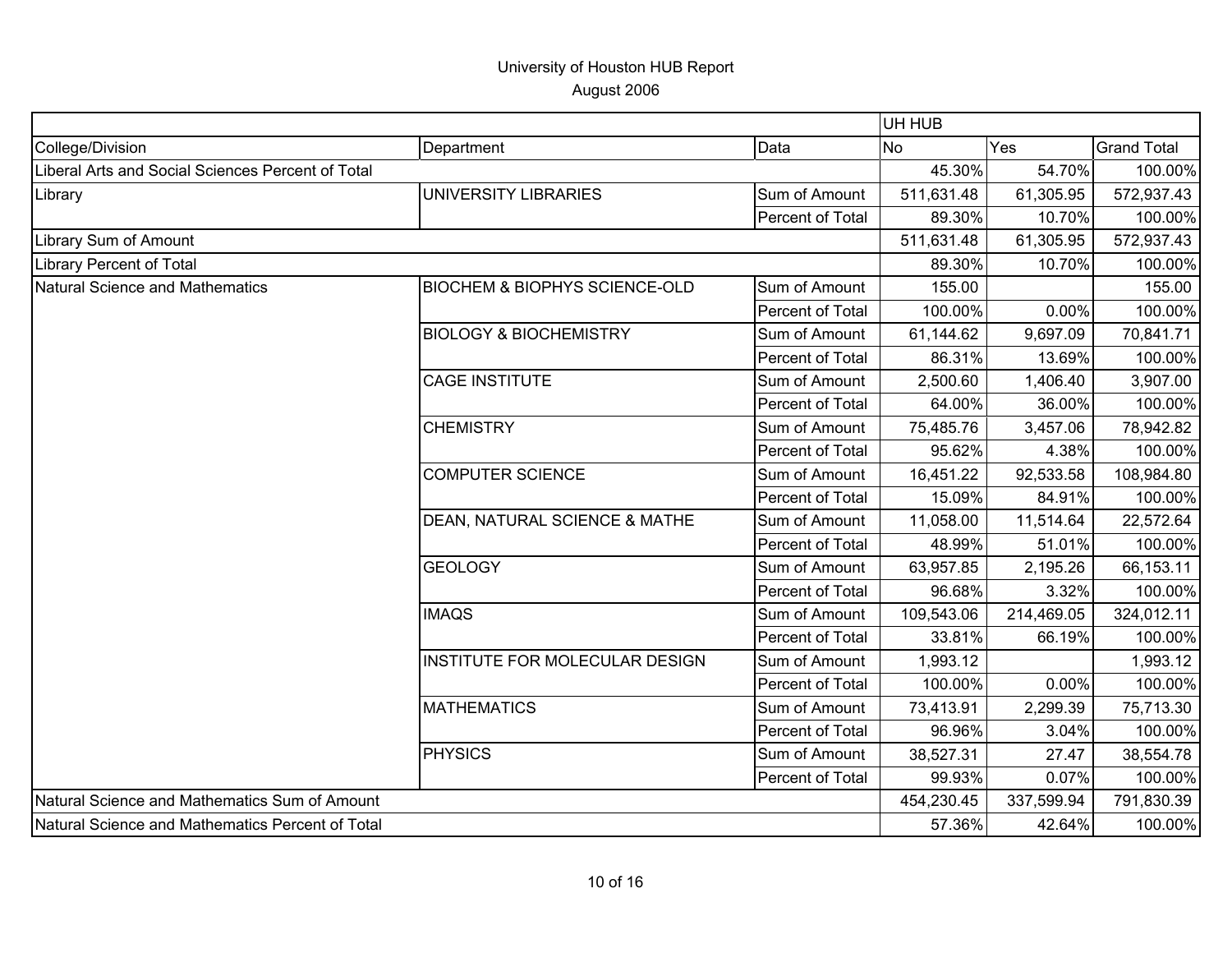University of Houston HUB Report

August 2006

| | | | UH HUB | | |
|---|---|---|---|---|---|
| College/Division | Department | Data | No | Yes | Grand Total |
| Liberal Arts and Social Sciences Percent of Total | | | 45.30% | 54.70% | 100.00% |
| Library | UNIVERSITY LIBRARIES | Sum of Amount | 511,631.48 | 61,305.95 | 572,937.43 |
| | | Percent of Total | 89.30% | 10.70% | 100.00% |
| Library Sum of Amount | | | 511,631.48 | 61,305.95 | 572,937.43 |
| Library Percent of Total | | | 89.30% | 10.70% | 100.00% |
| Natural Science and Mathematics | BIOCHEM & BIOPHYS SCIENCE-OLD | Sum of Amount | 155.00 | | 155.00 |
| | | Percent of Total | 100.00% | 0.00% | 100.00% |
| | BIOLOGY & BIOCHEMISTRY | Sum of Amount | 61,144.62 | 9,697.09 | 70,841.71 |
| | | Percent of Total | 86.31% | 13.69% | 100.00% |
| | CAGE INSTITUTE | Sum of Amount | 2,500.60 | 1,406.40 | 3,907.00 |
| | | Percent of Total | 64.00% | 36.00% | 100.00% |
| | CHEMISTRY | Sum of Amount | 75,485.76 | 3,457.06 | 78,942.82 |
| | | Percent of Total | 95.62% | 4.38% | 100.00% |
| | COMPUTER SCIENCE | Sum of Amount | 16,451.22 | 92,533.58 | 108,984.80 |
| | | Percent of Total | 15.09% | 84.91% | 100.00% |
| | DEAN, NATURAL SCIENCE & MATHE | Sum of Amount | 11,058.00 | 11,514.64 | 22,572.64 |
| | | Percent of Total | 48.99% | 51.01% | 100.00% |
| | GEOLOGY | Sum of Amount | 63,957.85 | 2,195.26 | 66,153.11 |
| | | Percent of Total | 96.68% | 3.32% | 100.00% |
| | IMAQS | Sum of Amount | 109,543.06 | 214,469.05 | 324,012.11 |
| | | Percent of Total | 33.81% | 66.19% | 100.00% |
| | INSTITUTE FOR MOLECULAR DESIGN | Sum of Amount | 1,993.12 | | 1,993.12 |
| | | Percent of Total | 100.00% | 0.00% | 100.00% |
| | MATHEMATICS | Sum of Amount | 73,413.91 | 2,299.39 | 75,713.30 |
| | | Percent of Total | 96.96% | 3.04% | 100.00% |
| | PHYSICS | Sum of Amount | 38,527.31 | 27.47 | 38,554.78 |
| | | Percent of Total | 99.93% | 0.07% | 100.00% |
| Natural Science and Mathematics Sum of Amount | | | 454,230.45 | 337,599.94 | 791,830.39 |
| Natural Science and Mathematics Percent of Total | | | 57.36% | 42.64% | 100.00% |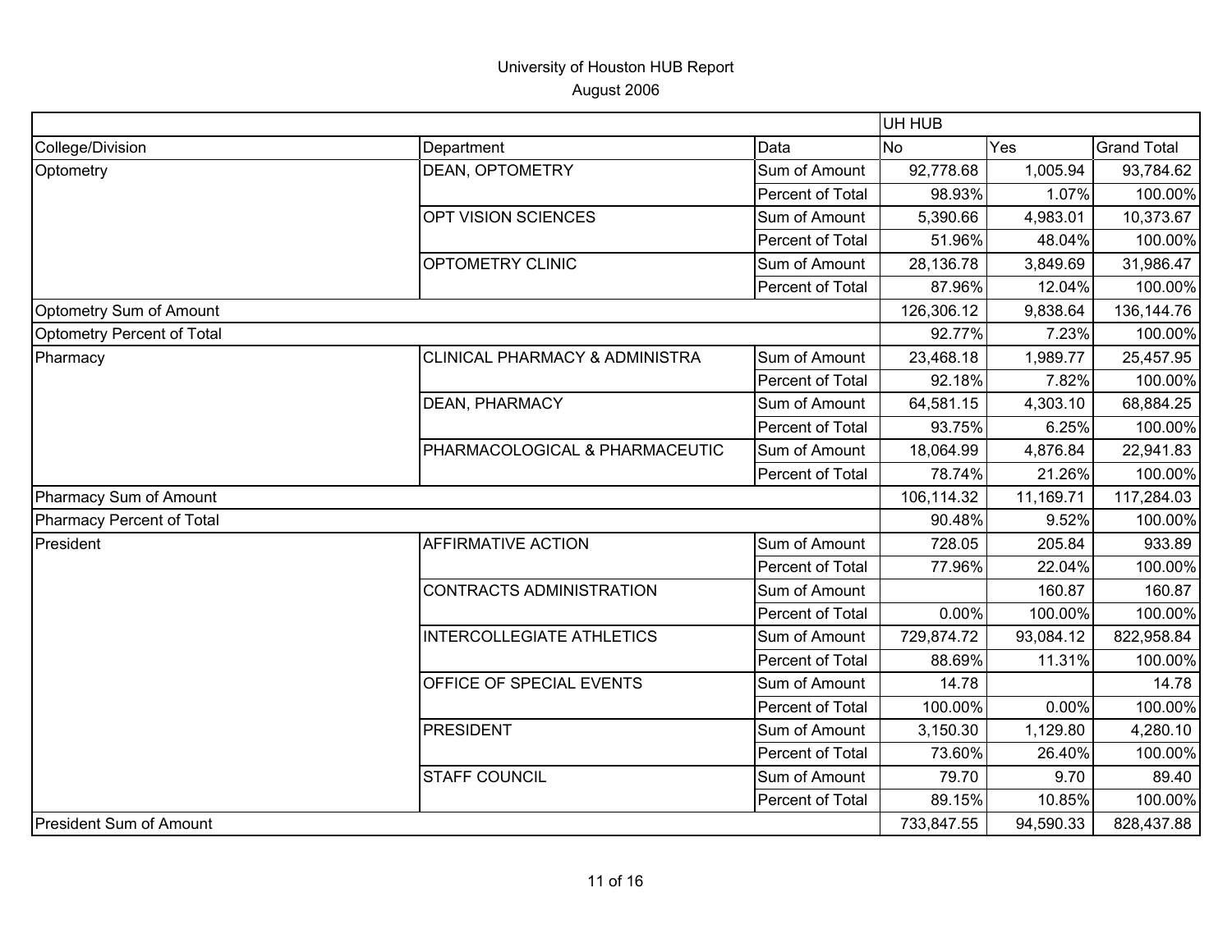University of Houston HUB Report

August 2006

| | | | UH HUB | | |
|---|---|---|---|---|---|
| College/Division | Department | Data | No | Yes | Grand Total |
| Optometry | DEAN, OPTOMETRY | Sum of Amount | 92,778.68 | 1,005.94 | 93,784.62 |
| | | Percent of Total | 98.93% | 1.07% | 100.00% |
| | OPT VISION SCIENCES | Sum of Amount | 5,390.66 | 4,983.01 | 10,373.67 |
| | | Percent of Total | 51.96% | 48.04% | 100.00% |
| | OPTOMETRY CLINIC | Sum of Amount | 28,136.78 | 3,849.69 | 31,986.47 |
| | | Percent of Total | 87.96% | 12.04% | 100.00% |
| Optometry Sum of Amount | | | 126,306.12 | 9,838.64 | 136,144.76 |
| Optometry Percent of Total | | | 92.77% | 7.23% | 100.00% |
| Pharmacy | CLINICAL PHARMACY & ADMINISTRA | Sum of Amount | 23,468.18 | 1,989.77 | 25,457.95 |
| | | Percent of Total | 92.18% | 7.82% | 100.00% |
| | DEAN, PHARMACY | Sum of Amount | 64,581.15 | 4,303.10 | 68,884.25 |
| | | Percent of Total | 93.75% | 6.25% | 100.00% |
| | PHARMACOLOGICAL & PHARMACEUTIC | Sum of Amount | 18,064.99 | 4,876.84 | 22,941.83 |
| | | Percent of Total | 78.74% | 21.26% | 100.00% |
| Pharmacy Sum of Amount | | | 106,114.32 | 11,169.71 | 117,284.03 |
| Pharmacy Percent of Total | | | 90.48% | 9.52% | 100.00% |
| President | AFFIRMATIVE ACTION | Sum of Amount | 728.05 | 205.84 | 933.89 |
| | | Percent of Total | 77.96% | 22.04% | 100.00% |
| | CONTRACTS ADMINISTRATION | Sum of Amount | | 160.87 | 160.87 |
| | | Percent of Total | 0.00% | 100.00% | 100.00% |
| | INTERCOLLEGIATE ATHLETICS | Sum of Amount | 729,874.72 | 93,084.12 | 822,958.84 |
| | | Percent of Total | 88.69% | 11.31% | 100.00% |
| | OFFICE OF SPECIAL EVENTS | Sum of Amount | 14.78 | | 14.78 |
| | | Percent of Total | 100.00% | 0.00% | 100.00% |
| | PRESIDENT | Sum of Amount | 3,150.30 | 1,129.80 | 4,280.10 |
| | | Percent of Total | 73.60% | 26.40% | 100.00% |
| | STAFF COUNCIL | Sum of Amount | 79.70 | 9.70 | 89.40 |
| | | Percent of Total | 89.15% | 10.85% | 100.00% |
| President Sum of Amount | | | 733,847.55 | 94,590.33 | 828,437.88 |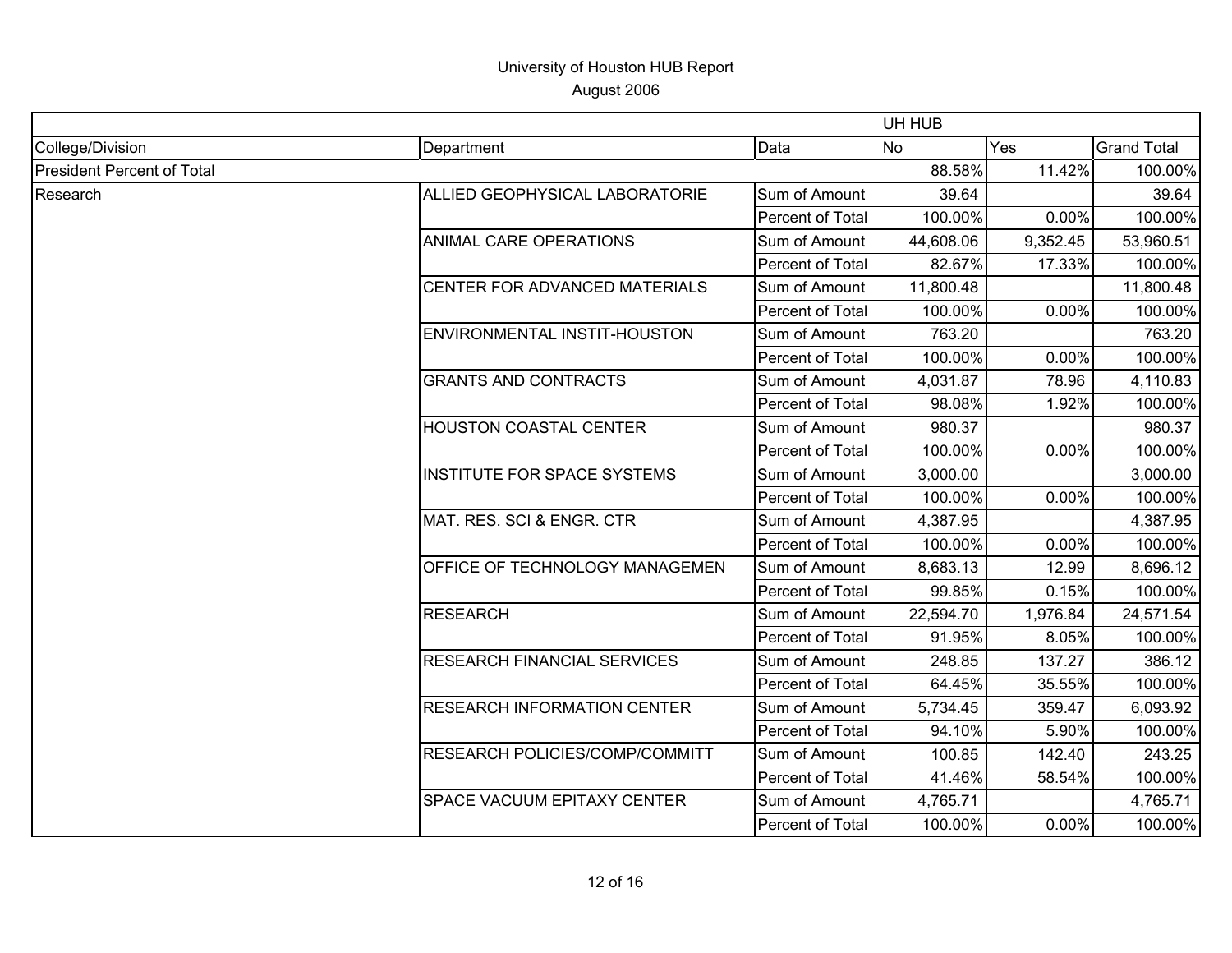# University of Houston HUB Report
## August 2006

| | | | UH HUB | | |
|---|---|---|---|---|---|
| College/Division | Department | Data | No | Yes | Grand Total |
| President Percent of Total | | | 88.58% | 11.42% | 100.00% |
| Research | ALLIED GEOPHYSICAL LABORATORIE | Sum of Amount | 39.64 | | 39.64 |
| | | Percent of Total | 100.00% | 0.00% | 100.00% |
| | ANIMAL CARE OPERATIONS | Sum of Amount | 44,608.06 | 9,352.45 | 53,960.51 |
| | | Percent of Total | 82.67% | 17.33% | 100.00% |
| | CENTER FOR ADVANCED MATERIALS | Sum of Amount | 11,800.48 | | 11,800.48 |
| | | Percent of Total | 100.00% | 0.00% | 100.00% |
| | ENVIRONMENTAL INSTIT-HOUSTON | Sum of Amount | 763.20 | | 763.20 |
| | | Percent of Total | 100.00% | 0.00% | 100.00% |
| | GRANTS AND CONTRACTS | Sum of Amount | 4,031.87 | 78.96 | 4,110.83 |
| | | Percent of Total | 98.08% | 1.92% | 100.00% |
| | HOUSTON COASTAL CENTER | Sum of Amount | 980.37 | | 980.37 |
| | | Percent of Total | 100.00% | 0.00% | 100.00% |
| | INSTITUTE FOR SPACE SYSTEMS | Sum of Amount | 3,000.00 | | 3,000.00 |
| | | Percent of Total | 100.00% | 0.00% | 100.00% |
| | MAT. RES. SCI & ENGR. CTR | Sum of Amount | 4,387.95 | | 4,387.95 |
| | | Percent of Total | 100.00% | 0.00% | 100.00% |
| | OFFICE OF TECHNOLOGY MANAGEMEN | Sum of Amount | 8,683.13 | 12.99 | 8,696.12 |
| | | Percent of Total | 99.85% | 0.15% | 100.00% |
| | RESEARCH | Sum of Amount | 22,594.70 | 1,976.84 | 24,571.54 |
| | | Percent of Total | 91.95% | 8.05% | 100.00% |
| | RESEARCH FINANCIAL SERVICES | Sum of Amount | 248.85 | 137.27 | 386.12 |
| | | Percent of Total | 64.45% | 35.55% | 100.00% |
| | RESEARCH INFORMATION CENTER | Sum of Amount | 5,734.45 | 359.47 | 6,093.92 |
| | | Percent of Total | 94.10% | 5.90% | 100.00% |
| | RESEARCH POLICIES/COMP/COMMITT | Sum of Amount | 100.85 | 142.40 | 243.25 |
| | | Percent of Total | 41.46% | 58.54% | 100.00% |
| | SPACE VACUUM EPITAXY CENTER | Sum of Amount | 4,765.71 | | 4,765.71 |
| | | Percent of Total | 100.00% | 0.00% | 100.00% |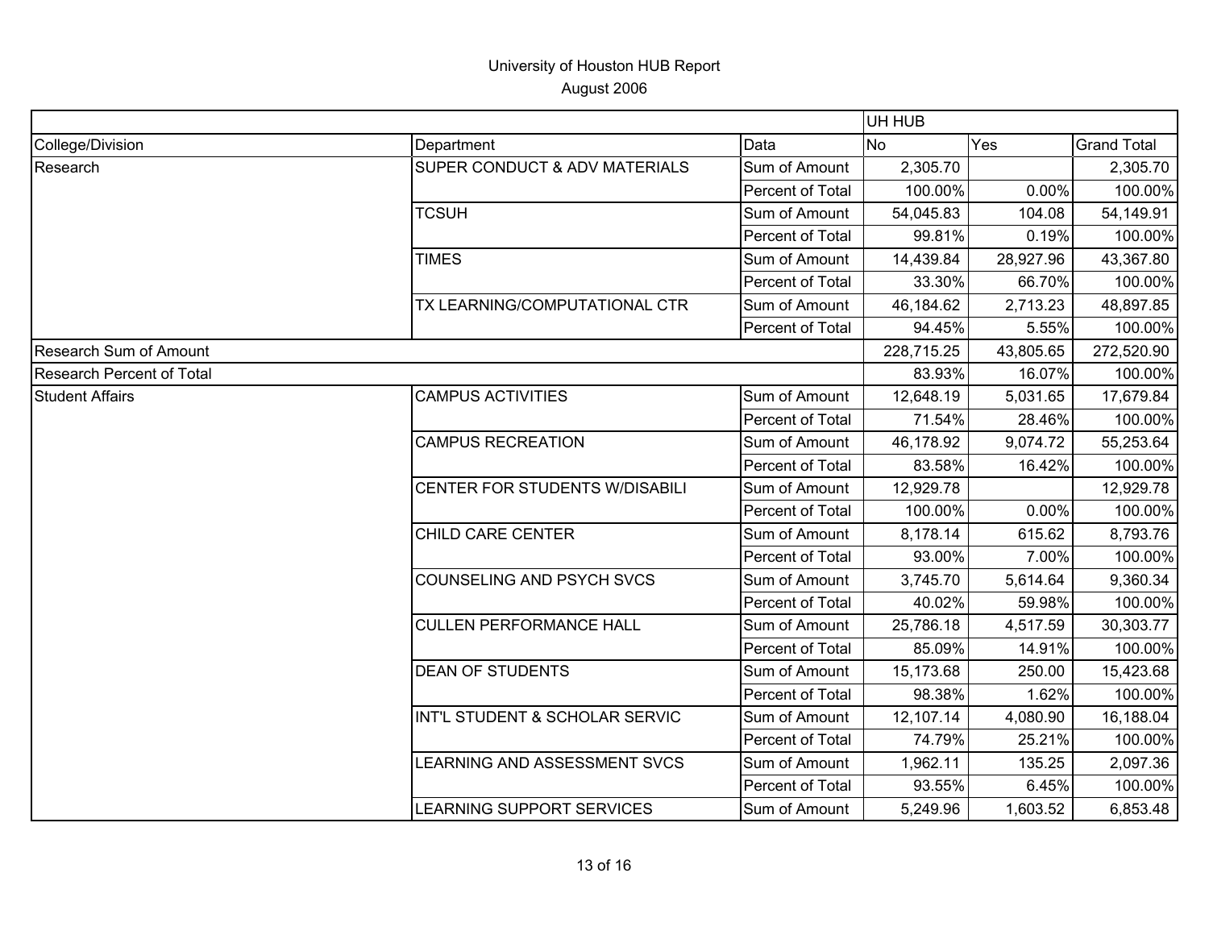# University of Houston HUB Report

August 2006

| | | | UH HUB | | |
|---|---|---|---|---|---|
| College/Division | Department | Data | No | Yes | Grand Total |
| Research | SUPER CONDUCT & ADV MATERIALS | Sum of Amount | 2,305.70 | | 2,305.70 |
| | | Percent of Total | 100.00% | 0.00% | 100.00% |
| | TCSUH | Sum of Amount | 54,045.83 | 104.08 | 54,149.91 |
| | | Percent of Total | 99.81% | 0.19% | 100.00% |
| | TIMES | Sum of Amount | 14,439.84 | 28,927.96 | 43,367.80 |
| | | Percent of Total | 33.30% | 66.70% | 100.00% |
| | TX LEARNING/COMPUTATIONAL CTR | Sum of Amount | 46,184.62 | 2,713.23 | 48,897.85 |
| | | Percent of Total | 94.45% | 5.55% | 100.00% |
| Research Sum of Amount | | | 228,715.25 | 43,805.65 | 272,520.90 |
| Research Percent of Total | | | 83.93% | 16.07% | 100.00% |
| Student Affairs | CAMPUS ACTIVITIES | Sum of Amount | 12,648.19 | 5,031.65 | 17,679.84 |
| | | Percent of Total | 71.54% | 28.46% | 100.00% |
| | CAMPUS RECREATION | Sum of Amount | 46,178.92 | 9,074.72 | 55,253.64 |
| | | Percent of Total | 83.58% | 16.42% | 100.00% |
| | CENTER FOR STUDENTS W/DISABILI | Sum of Amount | 12,929.78 | | 12,929.78 |
| | | Percent of Total | 100.00% | 0.00% | 100.00% |
| | CHILD CARE CENTER | Sum of Amount | 8,178.14 | 615.62 | 8,793.76 |
| | | Percent of Total | 93.00% | 7.00% | 100.00% |
| | COUNSELING AND PSYCH SVCS | Sum of Amount | 3,745.70 | 5,614.64 | 9,360.34 |
| | | Percent of Total | 40.02% | 59.98% | 100.00% |
| | CULLEN PERFORMANCE HALL | Sum of Amount | 25,786.18 | 4,517.59 | 30,303.77 |
| | | Percent of Total | 85.09% | 14.91% | 100.00% |
| | DEAN OF STUDENTS | Sum of Amount | 15,173.68 | 250.00 | 15,423.68 |
| | | Percent of Total | 98.38% | 1.62% | 100.00% |
| | INT'L STUDENT & SCHOLAR SERVIC | Sum of Amount | 12,107.14 | 4,080.90 | 16,188.04 |
| | | Percent of Total | 74.79% | 25.21% | 100.00% |
| | LEARNING AND ASSESSMENT SVCS | Sum of Amount | 1,962.11 | 135.25 | 2,097.36 |
| | | Percent of Total | 93.55% | 6.45% | 100.00% |
| | LEARNING SUPPORT SERVICES | Sum of Amount | 5,249.96 | 1,603.52 | 6,853.48 |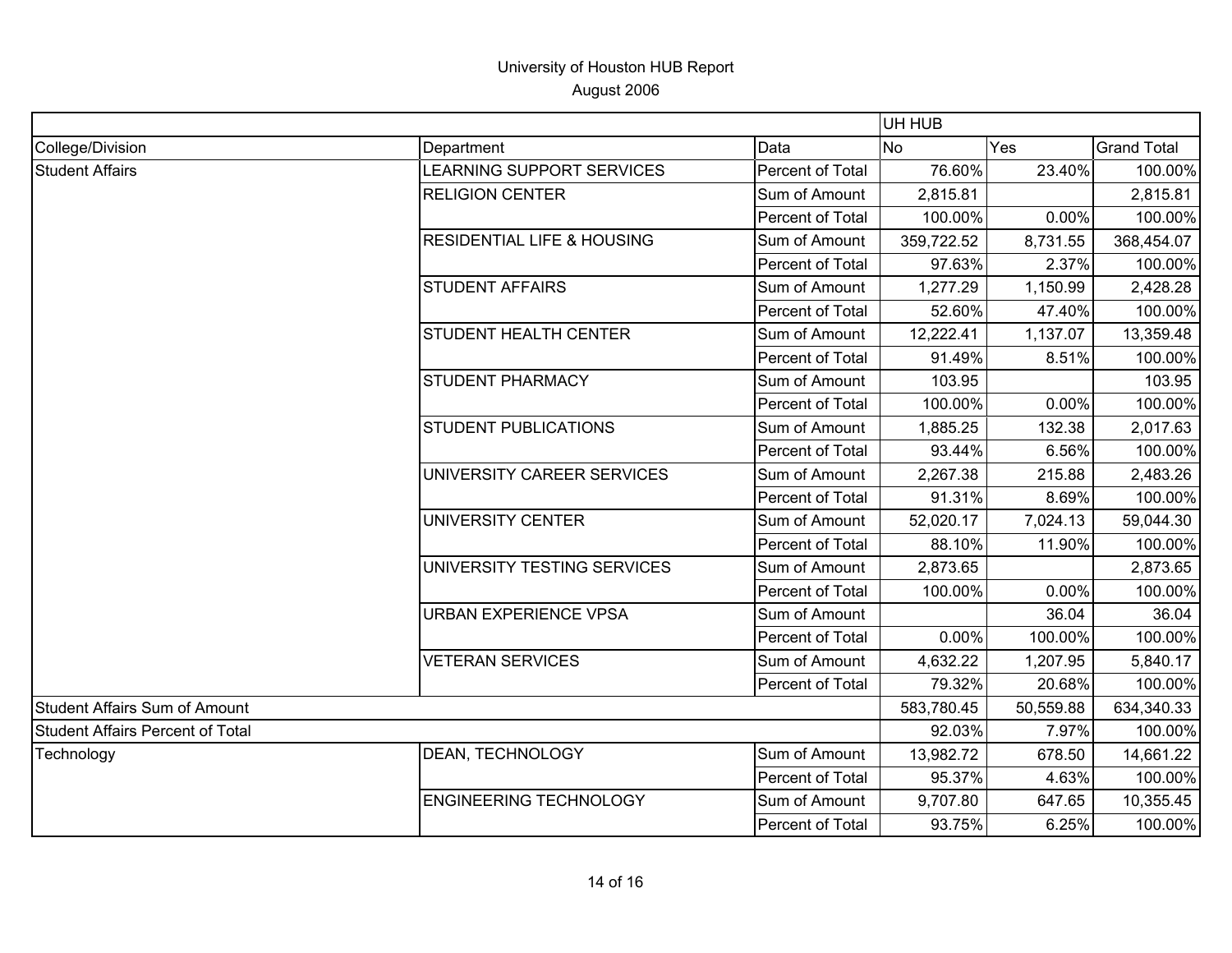# University of Houston HUB Report
August 2006

| | | | UH HUB | | |
|---|---|---|---|---|---|
| College/Division | Department | Data | No | Yes | Grand Total |
| Student Affairs | LEARNING SUPPORT SERVICES | Percent of Total | 76.60% | 23.40% | 100.00% |
| | RELIGION CENTER | Sum of Amount | 2,815.81 | | 2,815.81 |
| | | Percent of Total | 100.00% | 0.00% | 100.00% |
| | RESIDENTIAL LIFE & HOUSING | Sum of Amount | 359,722.52 | 8,731.55 | 368,454.07 |
| | | Percent of Total | 97.63% | 2.37% | 100.00% |
| | STUDENT AFFAIRS | Sum of Amount | 1,277.29 | 1,150.99 | 2,428.28 |
| | | Percent of Total | 52.60% | 47.40% | 100.00% |
| | STUDENT HEALTH CENTER | Sum of Amount | 12,222.41 | 1,137.07 | 13,359.48 |
| | | Percent of Total | 91.49% | 8.51% | 100.00% |
| | STUDENT PHARMACY | Sum of Amount | 103.95 | | 103.95 |
| | | Percent of Total | 100.00% | 0.00% | 100.00% |
| | STUDENT PUBLICATIONS | Sum of Amount | 1,885.25 | 132.38 | 2,017.63 |
| | | Percent of Total | 93.44% | 6.56% | 100.00% |
| | UNIVERSITY CAREER SERVICES | Sum of Amount | 2,267.38 | 215.88 | 2,483.26 |
| | | Percent of Total | 91.31% | 8.69% | 100.00% |
| | UNIVERSITY CENTER | Sum of Amount | 52,020.17 | 7,024.13 | 59,044.30 |
| | | Percent of Total | 88.10% | 11.90% | 100.00% |
| | UNIVERSITY TESTING SERVICES | Sum of Amount | 2,873.65 | | 2,873.65 |
| | | Percent of Total | 100.00% | 0.00% | 100.00% |
| | URBAN EXPERIENCE VPSA | Sum of Amount | | 36.04 | 36.04 |
| | | Percent of Total | 0.00% | 100.00% | 100.00% |
| | VETERAN SERVICES | Sum of Amount | 4,632.22 | 1,207.95 | 5,840.17 |
| | | Percent of Total | 79.32% | 20.68% | 100.00% |
| Student Affairs Sum of Amount | | | 583,780.45 | 50,559.88 | 634,340.33 |
| Student Affairs Percent of Total | | | 92.03% | 7.97% | 100.00% |
| Technology | DEAN, TECHNOLOGY | Sum of Amount | 13,982.72 | 678.50 | 14,661.22 |
| | | Percent of Total | 95.37% | 4.63% | 100.00% |
| | ENGINEERING TECHNOLOGY | Sum of Amount | 9,707.80 | 647.65 | 10,355.45 |
| | | Percent of Total | 93.75% | 6.25% | 100.00% |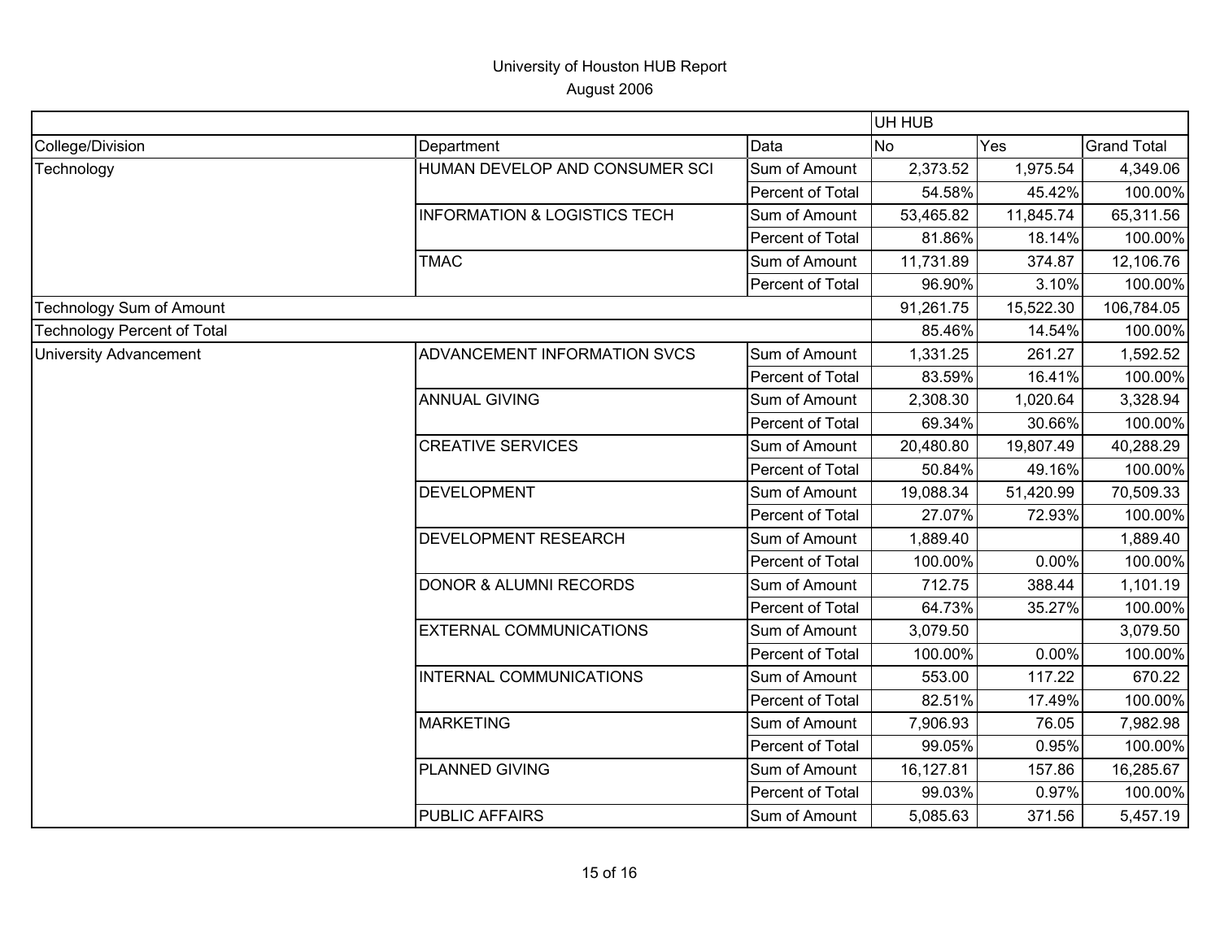# University of Houston HUB Report

August 2006

| | | | UH HUB | | |
|---|---|---|---|---|---|
| College/Division | Department | Data | No | Yes | Grand Total |
| Technology | HUMAN DEVELOP AND CONSUMER SCI | Sum of Amount | 2,373.52 | 1,975.54 | 4,349.06 |
| | | Percent of Total | 54.58% | 45.42% | 100.00% |
| | INFORMATION & LOGISTICS TECH | Sum of Amount | 53,465.82 | 11,845.74 | 65,311.56 |
| | | Percent of Total | 81.86% | 18.14% | 100.00% |
| | TMAC | Sum of Amount | 11,731.89 | 374.87 | 12,106.76 |
| | | Percent of Total | 96.90% | 3.10% | 100.00% |
| Technology Sum of Amount | | | 91,261.75 | 15,522.30 | 106,784.05 |
| Technology Percent of Total | | | 85.46% | 14.54% | 100.00% |
| University Advancement | ADVANCEMENT INFORMATION SVCS | Sum of Amount | 1,331.25 | 261.27 | 1,592.52 |
| | | Percent of Total | 83.59% | 16.41% | 100.00% |
| | ANNUAL GIVING | Sum of Amount | 2,308.30 | 1,020.64 | 3,328.94 |
| | | Percent of Total | 69.34% | 30.66% | 100.00% |
| | CREATIVE SERVICES | Sum of Amount | 20,480.80 | 19,807.49 | 40,288.29 |
| | | Percent of Total | 50.84% | 49.16% | 100.00% |
| | DEVELOPMENT | Sum of Amount | 19,088.34 | 51,420.99 | 70,509.33 |
| | | Percent of Total | 27.07% | 72.93% | 100.00% |
| | DEVELOPMENT RESEARCH | Sum of Amount | 1,889.40 | | 1,889.40 |
| | | Percent of Total | 100.00% | 0.00% | 100.00% |
| | DONOR & ALUMNI RECORDS | Sum of Amount | 712.75 | 388.44 | 1,101.19 |
| | | Percent of Total | 64.73% | 35.27% | 100.00% |
| | EXTERNAL COMMUNICATIONS | Sum of Amount | 3,079.50 | | 3,079.50 |
| | | Percent of Total | 100.00% | 0.00% | 100.00% |
| | INTERNAL COMMUNICATIONS | Sum of Amount | 553.00 | 117.22 | 670.22 |
| | | Percent of Total | 82.51% | 17.49% | 100.00% |
| | MARKETING | Sum of Amount | 7,906.93 | 76.05 | 7,982.98 |
| | | Percent of Total | 99.05% | 0.95% | 100.00% |
| | PLANNED GIVING | Sum of Amount | 16,127.81 | 157.86 | 16,285.67 |
| | | Percent of Total | 99.03% | 0.97% | 100.00% |
| | PUBLIC AFFAIRS | Sum of Amount | 5,085.63 | 371.56 | 5,457.19 |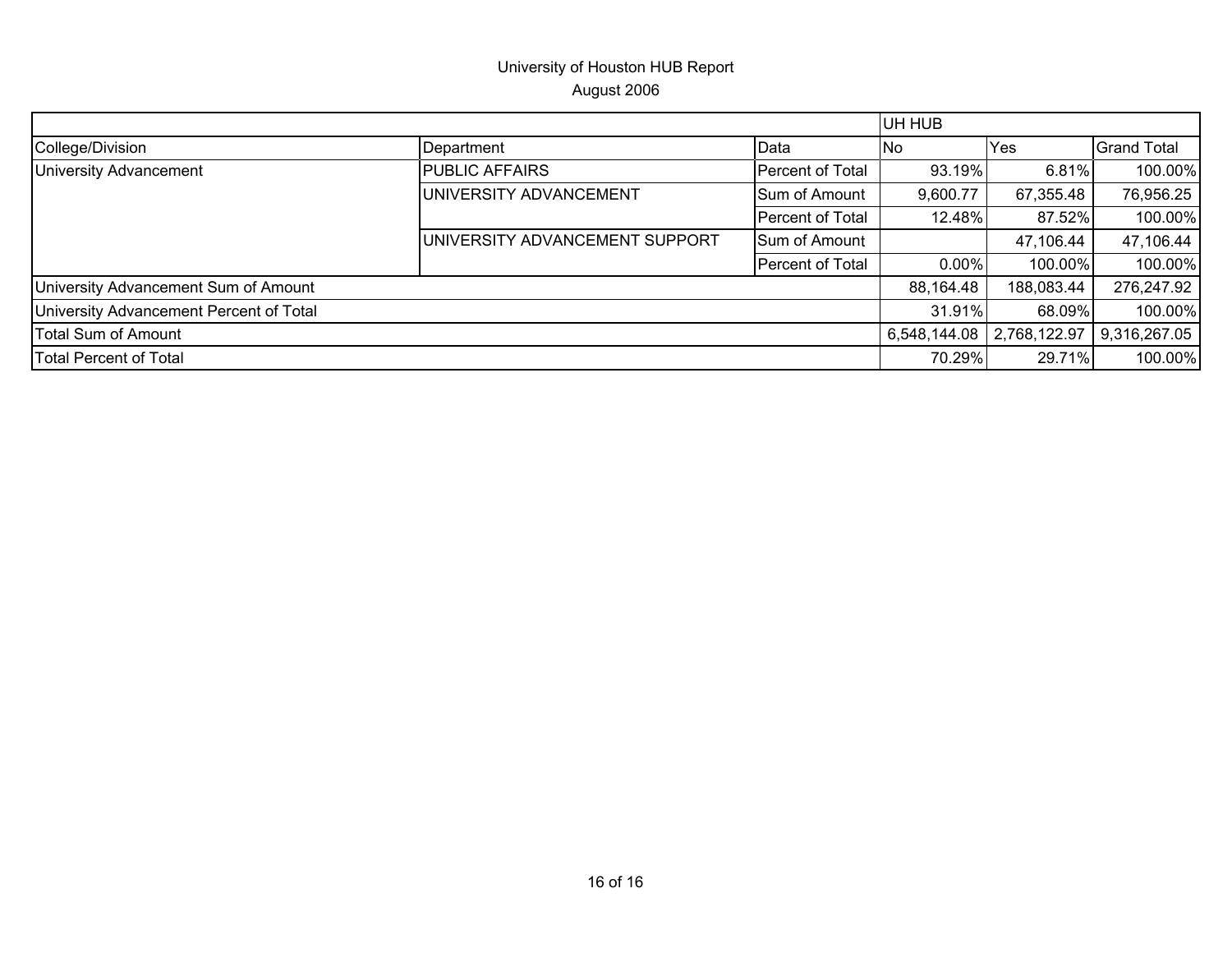University of Houston HUB Report
August 2006

| | | | UH HUB | | |
|---|---|---|---|---|---|
| College/Division | Department | Data | No | Yes | Grand Total |
| University Advancement | PUBLIC AFFAIRS | Percent of Total | 93.19% | 6.81% | 100.00% |
| | UNIVERSITY ADVANCEMENT | Sum of Amount | 9,600.77 | 67,355.48 | 76,956.25 |
| | | Percent of Total | 12.48% | 87.52% | 100.00% |
| | UNIVERSITY ADVANCEMENT SUPPORT | Sum of Amount | | 47,106.44 | 47,106.44 |
| | | Percent of Total | 0.00% | 100.00% | 100.00% |
| University Advancement Sum of Amount | | | 88,164.48 | 188,083.44 | 276,247.92 |
| University Advancement Percent of Total | | | 31.91% | 68.09% | 100.00% |
| Total Sum of Amount | | | 6,548,144.08 | 2,768,122.97 | 9,316,267.05 |
| Total Percent of Total | | | 70.29% | 29.71% | 100.00% |